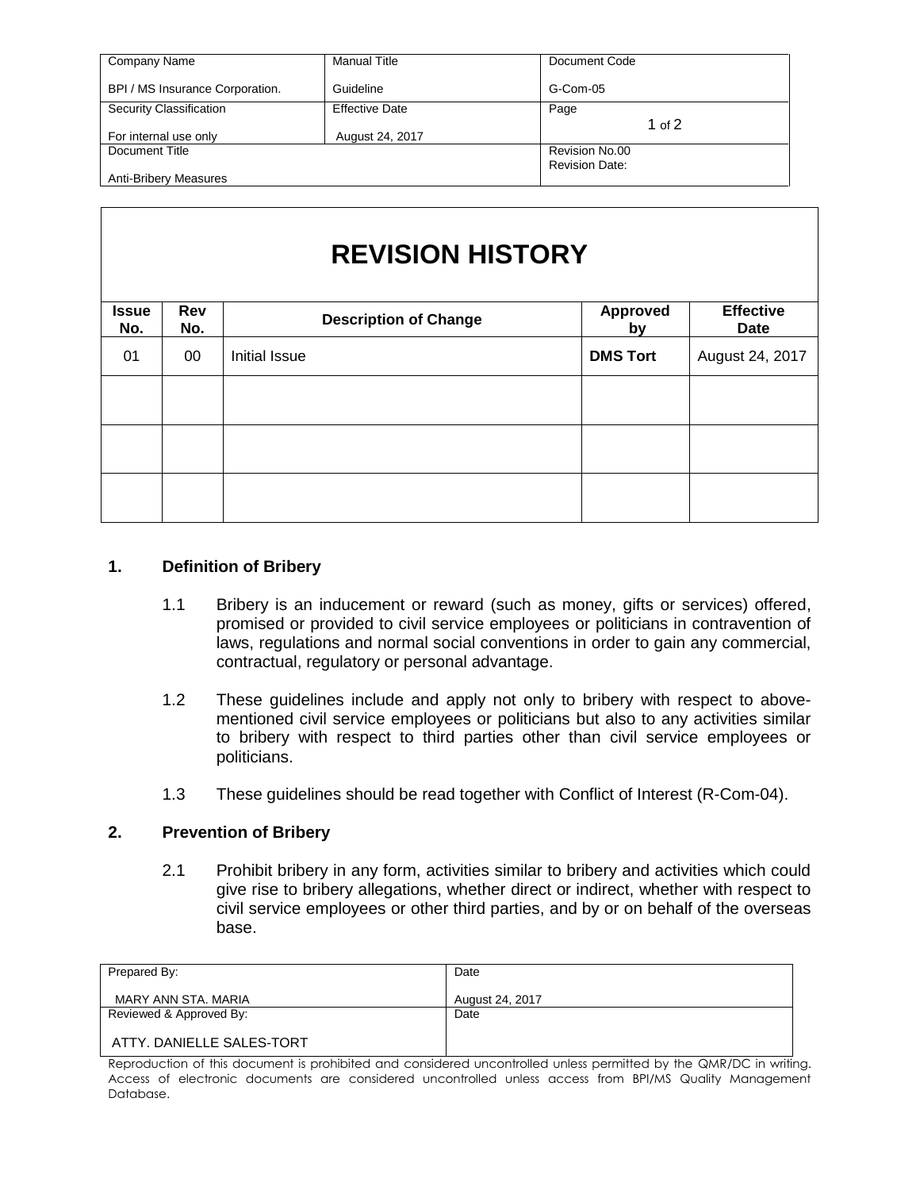| Company Name | Manual Title | Document Code |
|---|---|---|
| BPI / MS Insurance Corporation. | Guideline | G-Com-05 |
| Security Classification | Effective Date | Page |
| For internal use only | August 24, 2017 | 1 of 2 |
| Document Title | | Revision No.00 |
| Anti-Bribery Measures | | Revision Date: |

# REVISION HISTORY

| Issue No. | Rev No. | Description of Change | Approved by | Effective Date |
|---|---|---|---|---|
| 01 | 00 | Initial Issue | **DMS Tort** | August 24, 2017 |
| | | | | |
| | | | | |
| | | | | |

## 1. Definition of Bribery

1.1 Bribery is an inducement or reward (such as money, gifts or services) offered, promised or provided to civil service employees or politicians in contravention of laws, regulations and normal social conventions in order to gain any commercial, contractual, regulatory or personal advantage.

1.2 These guidelines include and apply not only to bribery with respect to above-mentioned civil service employees or politicians but also to any activities similar to bribery with respect to third parties other than civil service employees or politicians.

1.3 These guidelines should be read together with Conflict of Interest (R-Com-04).

## 2. Prevention of Bribery

2.1 Prohibit bribery in any form, activities similar to bribery and activities which could give rise to bribery allegations, whether direct or indirect, whether with respect to civil service employees or other third parties, and by or on behalf of the overseas base.

| Prepared By: | Date |
|---|---|
| MARY ANN STA. MARIA | August 24, 2017 |
| Reviewed & Approved By: | Date |
| ATTY. DANIELLE SALES-TORT | |

Reproduction of this document is prohibited and considered uncontrolled unless permitted by the QMR/DC in writing. Access of electronic documents are considered uncontrolled unless access from BPI/MS Quality Management Database.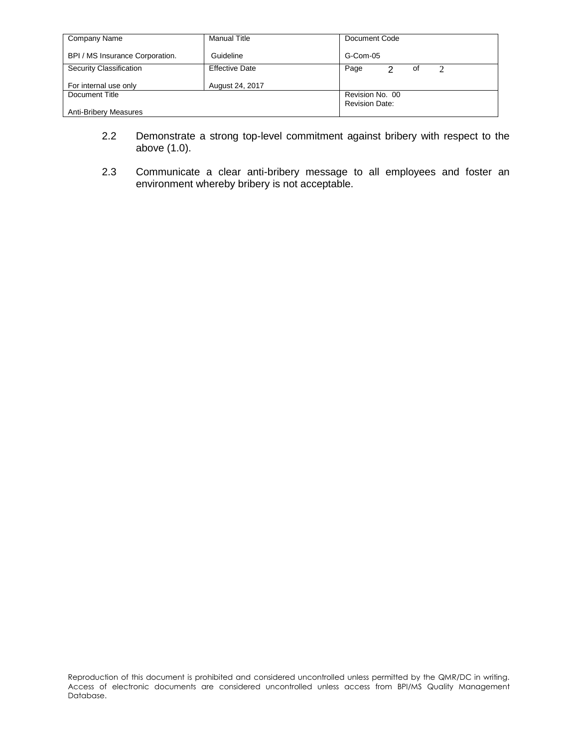2.2 Demonstrate a strong top-level commitment against bribery with respect to the above (1.0).

2.3 Communicate a clear anti-bribery message to all employees and foster an environment whereby bribery is not acceptable.